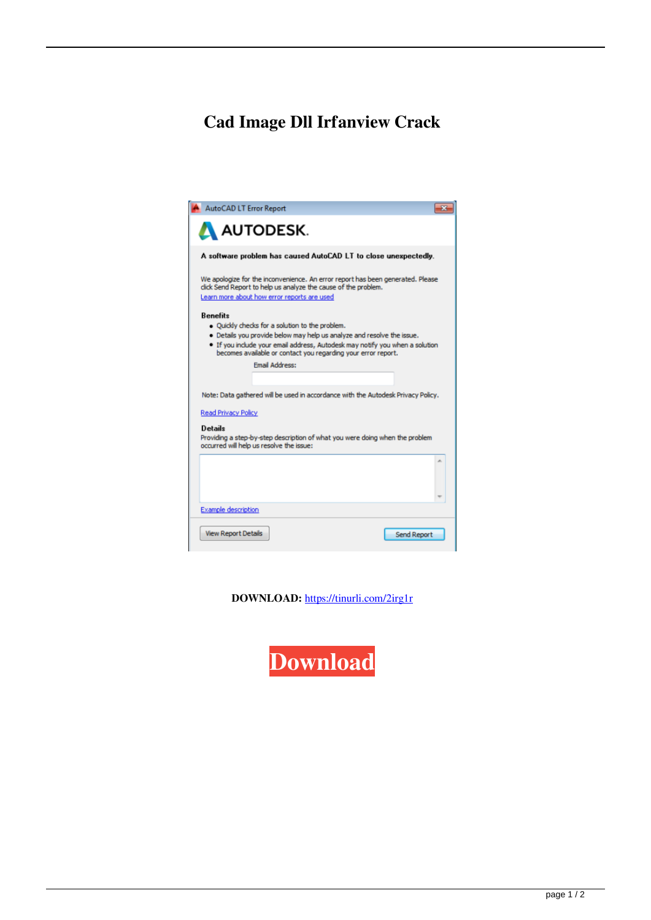# Cad Image Dll Irfanview Crack

AutoCAD LT Error Report

AUTODESK.

**A software problem has caused AutoCAD LT to close unexpectedly.**

We apologize for the inconvenience. An error report has been generated. Please click Send Report to help us analyze the cause of the problem.

Learn more about how error reports are used

**Benefits**

- Quickly checks for a solution to the problem.
- Details you provide below may help us analyze and resolve the issue.
- If you include your email address, Autodesk may notify you when a solution becomes available or contact you regarding your error report.

Email Address:

Note: Data gathered will be used in accordance with the Autodesk Privacy Policy.

Read Privacy Policy

**Details**

Providing a step-by-step description of what you were doing when the problem occurred will help us resolve the issue:

Example description

View Report Details | Send Report

**DOWNLOAD:** https://tinurli.com/2irg1r

**Download**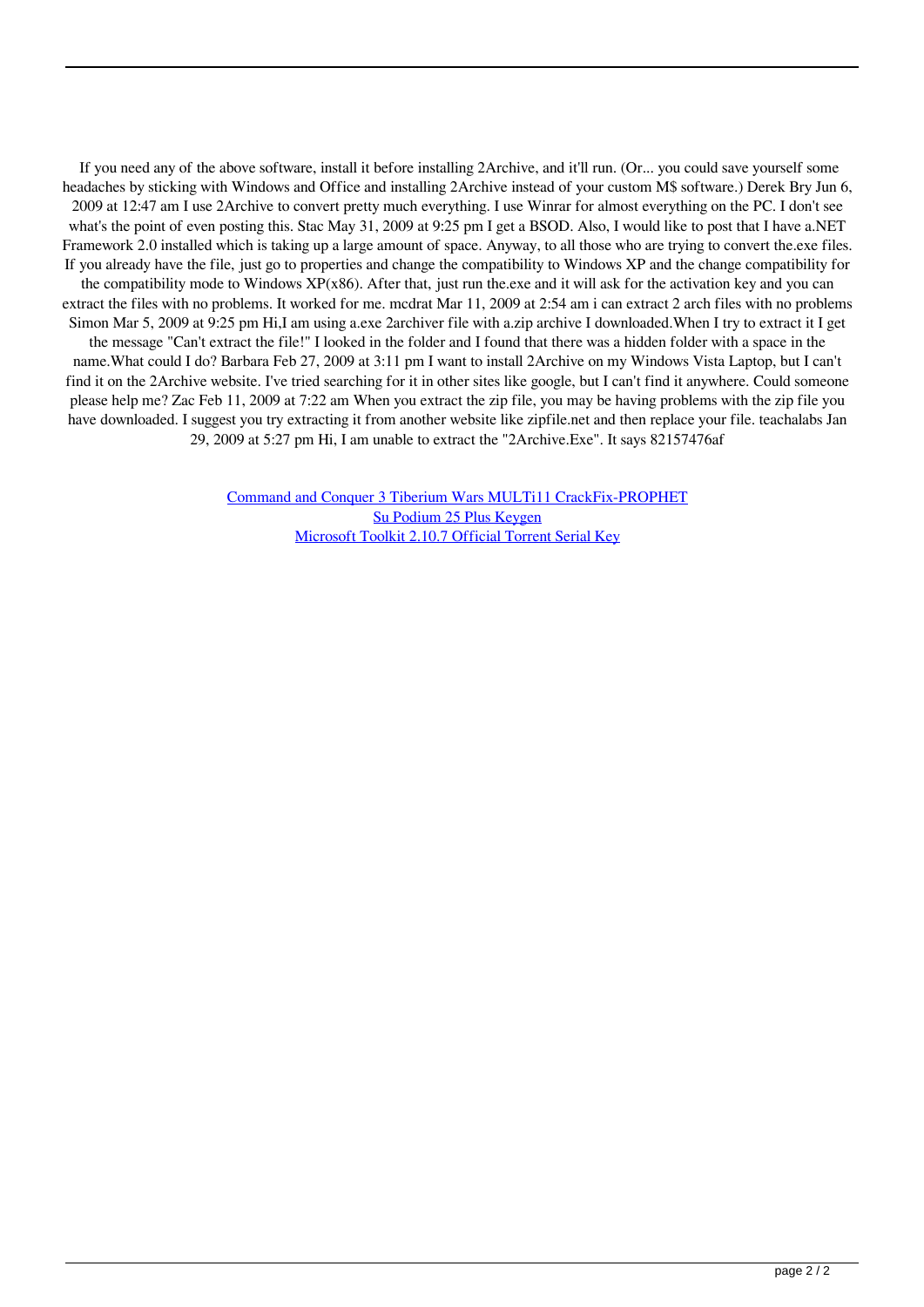If you need any of the above software, install it before installing 2Archive, and it'll run. (Or... you could save yourself some headaches by sticking with Windows and Office and installing 2Archive instead of your custom M$ software.) Derek Bry Jun 6, 2009 at 12:47 am I use 2Archive to convert pretty much everything. I use Winrar for almost everything on the PC. I don't see what's the point of even posting this. Stac May 31, 2009 at 9:25 pm I get a BSOD. Also, I would like to post that I have a.NET Framework 2.0 installed which is taking up a large amount of space. Anyway, to all those who are trying to convert the.exe files. If you already have the file, just go to properties and change the compatibility to Windows XP and the change compatibility for the compatibility mode to Windows XP(x86). After that, just run the.exe and it will ask for the activation key and you can extract the files with no problems. It worked for me. mcdrat Mar 11, 2009 at 2:54 am i can extract 2 arch files with no problems Simon Mar 5, 2009 at 9:25 pm Hi,I am using a.exe 2archiver file with a.zip archive I downloaded.When I try to extract it I get the message "Can't extract the file!" I looked in the folder and I found that there was a hidden folder with a space in the name.What could I do? Barbara Feb 27, 2009 at 3:11 pm I want to install 2Archive on my Windows Vista Laptop, but I can't find it on the 2Archive website. I've tried searching for it in other sites like google, but I can't find it anywhere. Could someone please help me? Zac Feb 11, 2009 at 7:22 am When you extract the zip file, you may be having problems with the zip file you have downloaded. I suggest you try extracting it from another website like zipfile.net and then replace your file. teachalabs Jan 29, 2009 at 5:27 pm Hi, I am unable to extract the "2Archive.Exe". It says 82157476af

Command and Conquer 3 Tiberium Wars MULTi11 CrackFix-PROPHET
Su Podium 25 Plus Keygen
Microsoft Toolkit 2.10.7 Official Torrent Serial Key